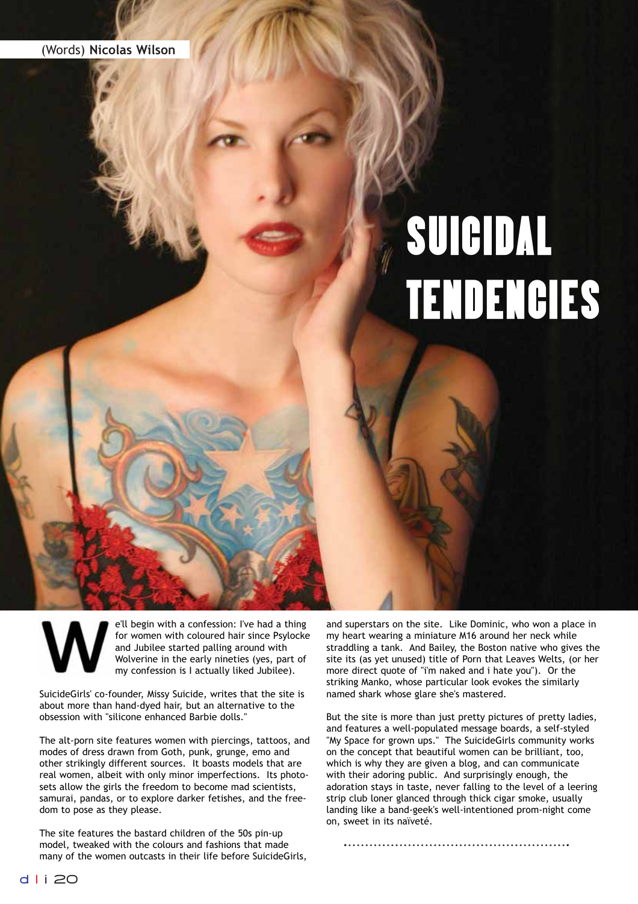(Words) **Nicolas Wilson**

# SUICIDAL TENDENCIES

We'll begin with a confession: I've had a thing for women with coloured hair since Psylocke and Jubilee started palling around with Wolverine in the early nineties (yes, part of my confession is I actually liked Jubilee).

SuicideGirls' co-founder, Missy Suicide, writes that the site is about more than hand-dyed hair, but an alternative to the obsession with "silicone enhanced Barbie dolls."

The alt-porn site features women with piercings, tattoos, and modes of dress drawn from Goth, punk, grunge, emo and other strikingly different sources. It boasts models that are real women, albeit with only minor imperfections. Its photo-sets allow the girls the freedom to become mad scientists, samurai, pandas, or to explore darker fetishes, and the freedom to pose as they please.

The site features the bastard children of the 50s pin-up model, tweaked with the colours and fashions that made many of the women outcasts in their life before SuicideGirls, and superstars on the site. Like Dominic, who won a place in my heart wearing a miniature M16 around her neck while straddling a tank. And Bailey, the Boston native who gives the site its (as yet unused) title of Porn that Leaves Welts, (or her more direct quote of "i'm naked and i hate you"). Or the striking Manko, whose particular look evokes the similarly named shark whose glare she's mastered.

But the site is more than just pretty pictures of pretty ladies, and features a well-populated message boards, a self-styled "My Space for grown ups." The SuicideGirls community works on the concept that beautiful women can be brilliant, too, which is why they are given a blog, and can communicate with their adoring public. And surprisingly enough, the adoration stays in taste, never falling to the level of a leering strip club loner glanced through thick cigar smoke, usually landing like a band-geek's well-intentioned prom-night come on, sweet in its naïveté.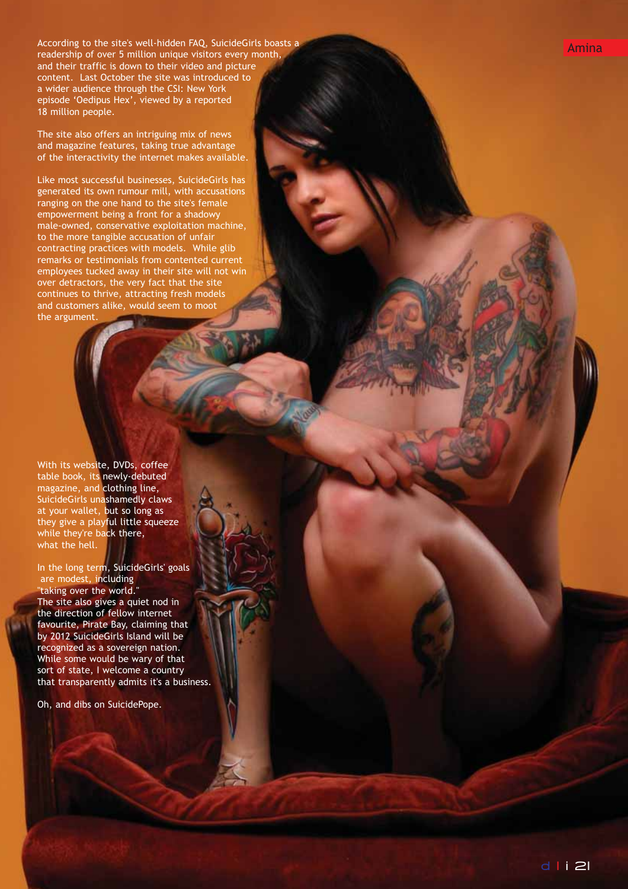According to the site's well-hidden FAQ, SuicideGirls boasts a readership of over 5 million unique visitors every month, and their traffic is down to their video and picture content. Last October the site was introduced to a wider audience through the CSI: New York episode 'Oedipus Hex', viewed by a reported 18 million people.

The site also offers an intriguing mix of news and magazine features, taking true advantage of the interactivity the internet makes available.

Like most successful businesses, SuicideGirls has generated its own rumour mill, with accusations ranging on the one hand to the site's female empowerment being a front for a shadowy male-owned, conservative exploitation machine, to the more tangible accusation of unfair contracting practices with models. While glib remarks or testimonials from contented current employees tucked away in their site will not win over detractors, the very fact that the site continues to thrive, attracting fresh models and customers alike, would seem to moot the argument.

Amina

With its website, DVDs, coffee table book, its newly-debuted magazine, and clothing line, SuicideGirls unashamedly claws at your wallet, but so long as they give a playful little squeeze while they're back there, what the hell.

In the long term, SuicideGirls' goals are modest, including "taking over the world." The site also gives a quiet nod in the direction of fellow internet favourite, Pirate Bay, claiming that by 2012 SuicideGirls Island will be recognized as a sovereign nation. While some would be wary of that sort of state, I welcome a country that transparently admits it's a business.

Oh, and dibs on SuicidePope.